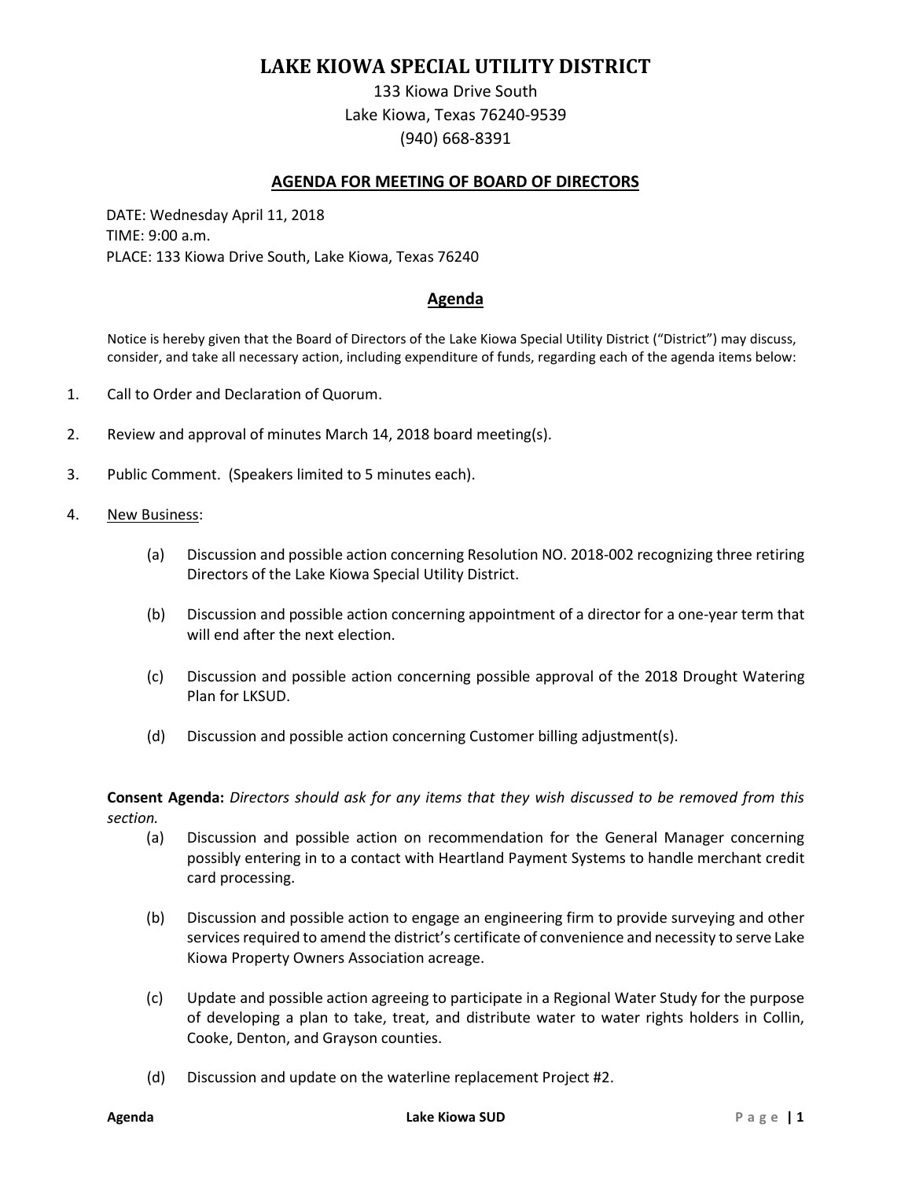# LAKE KIOWA SPECIAL UTILITY DISTRICT

133 Kiowa Drive South
Lake Kiowa, Texas 76240-9539
(940) 668-8391

## AGENDA FOR MEETING OF BOARD OF DIRECTORS

DATE: Wednesday April 11, 2018
TIME: 9:00 a.m.
PLACE: 133 Kiowa Drive South, Lake Kiowa, Texas 76240

## Agenda

Notice is hereby given that the Board of Directors of the Lake Kiowa Special Utility District ("District") may discuss, consider, and take all necessary action, including expenditure of funds, regarding each of the agenda items below:

1. Call to Order and Declaration of Quorum.

2. Review and approval of minutes March 14, 2018 board meeting(s).

3. Public Comment. (Speakers limited to 5 minutes each).

4. New Business:

   (a) Discussion and possible action concerning Resolution NO. 2018-002 recognizing three retiring Directors of the Lake Kiowa Special Utility District.

   (b) Discussion and possible action concerning appointment of a director for a one-year term that will end after the next election.

   (c) Discussion and possible action concerning possible approval of the 2018 Drought Watering Plan for LKSUD.

   (d) Discussion and possible action concerning Customer billing adjustment(s).

**Consent Agenda:** *Directors should ask for any items that they wish discussed to be removed from this section.*

   (a) Discussion and possible action on recommendation for the General Manager concerning possibly entering in to a contact with Heartland Payment Systems to handle merchant credit card processing.

   (b) Discussion and possible action to engage an engineering firm to provide surveying and other services required to amend the district's certificate of convenience and necessity to serve Lake Kiowa Property Owners Association acreage.

   (c) Update and possible action agreeing to participate in a Regional Water Study for the purpose of developing a plan to take, treat, and distribute water to water rights holders in Collin, Cooke, Denton, and Grayson counties.

   (d) Discussion and update on the waterline replacement Project #2.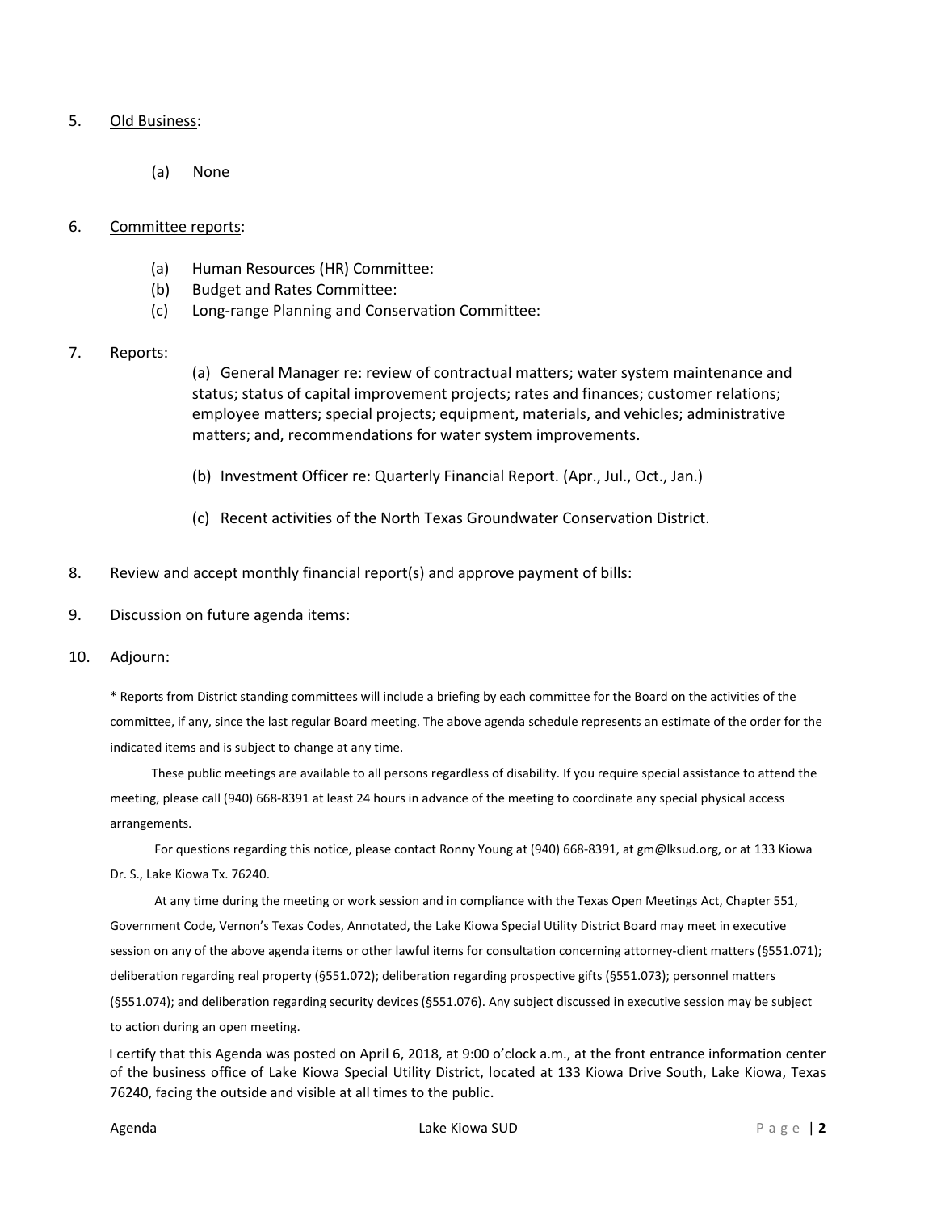5. <u>Old Business</u>:

   (a) None

6. <u>Committee reports</u>:

   (a) Human Resources (HR) Committee:
   (b) Budget and Rates Committee:
   (c) Long-range Planning and Conservation Committee:

7. Reports:

   (a) General Manager re: review of contractual matters; water system maintenance and status; status of capital improvement projects; rates and finances; customer relations; employee matters; special projects; equipment, materials, and vehicles; administrative matters; and, recommendations for water system improvements.

   (b) Investment Officer re: Quarterly Financial Report. (Apr., Jul., Oct., Jan.)

   (c) Recent activities of the North Texas Groundwater Conservation District.

8. Review and accept monthly financial report(s) and approve payment of bills:

9. Discussion on future agenda items:

10. Adjourn:

* Reports from District standing committees will include a briefing by each committee for the Board on the activities of the committee, if any, since the last regular Board meeting. The above agenda schedule represents an estimate of the order for the indicated items and is subject to change at any time.

These public meetings are available to all persons regardless of disability. If you require special assistance to attend the meeting, please call (940) 668-8391 at least 24 hours in advance of the meeting to coordinate any special physical access arrangements.

For questions regarding this notice, please contact Ronny Young at (940) 668-8391, at gm@lksud.org, or at 133 Kiowa Dr. S., Lake Kiowa Tx. 76240.

At any time during the meeting or work session and in compliance with the Texas Open Meetings Act, Chapter 551, Government Code, Vernon's Texas Codes, Annotated, the Lake Kiowa Special Utility District Board may meet in executive session on any of the above agenda items or other lawful items for consultation concerning attorney-client matters (§551.071); deliberation regarding real property (§551.072); deliberation regarding prospective gifts (§551.073); personnel matters (§551.074); and deliberation regarding security devices (§551.076). Any subject discussed in executive session may be subject to action during an open meeting.

I certify that this Agenda was posted on April 6, 2018, at 9:00 o'clock a.m., at the front entrance information center of the business office of Lake Kiowa Special Utility District, located at 133 Kiowa Drive South, Lake Kiowa, Texas 76240, facing the outside and visible at all times to the public.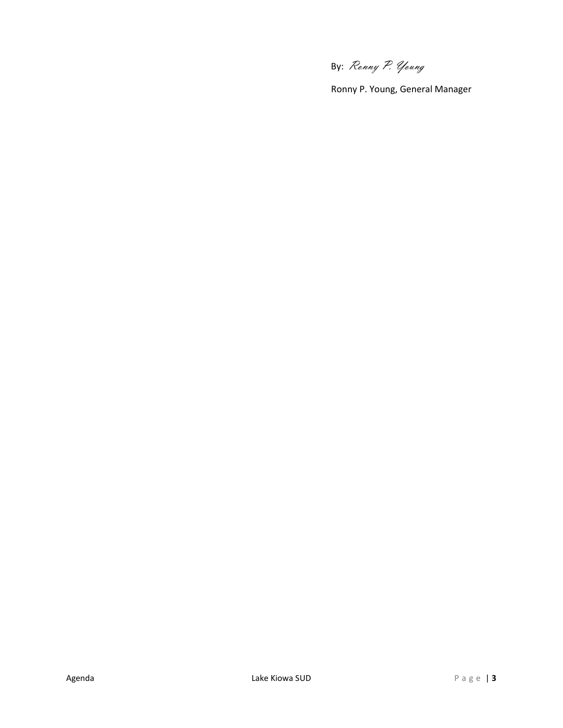By: *Ronny P. Young*

Ronny P. Young, General Manager